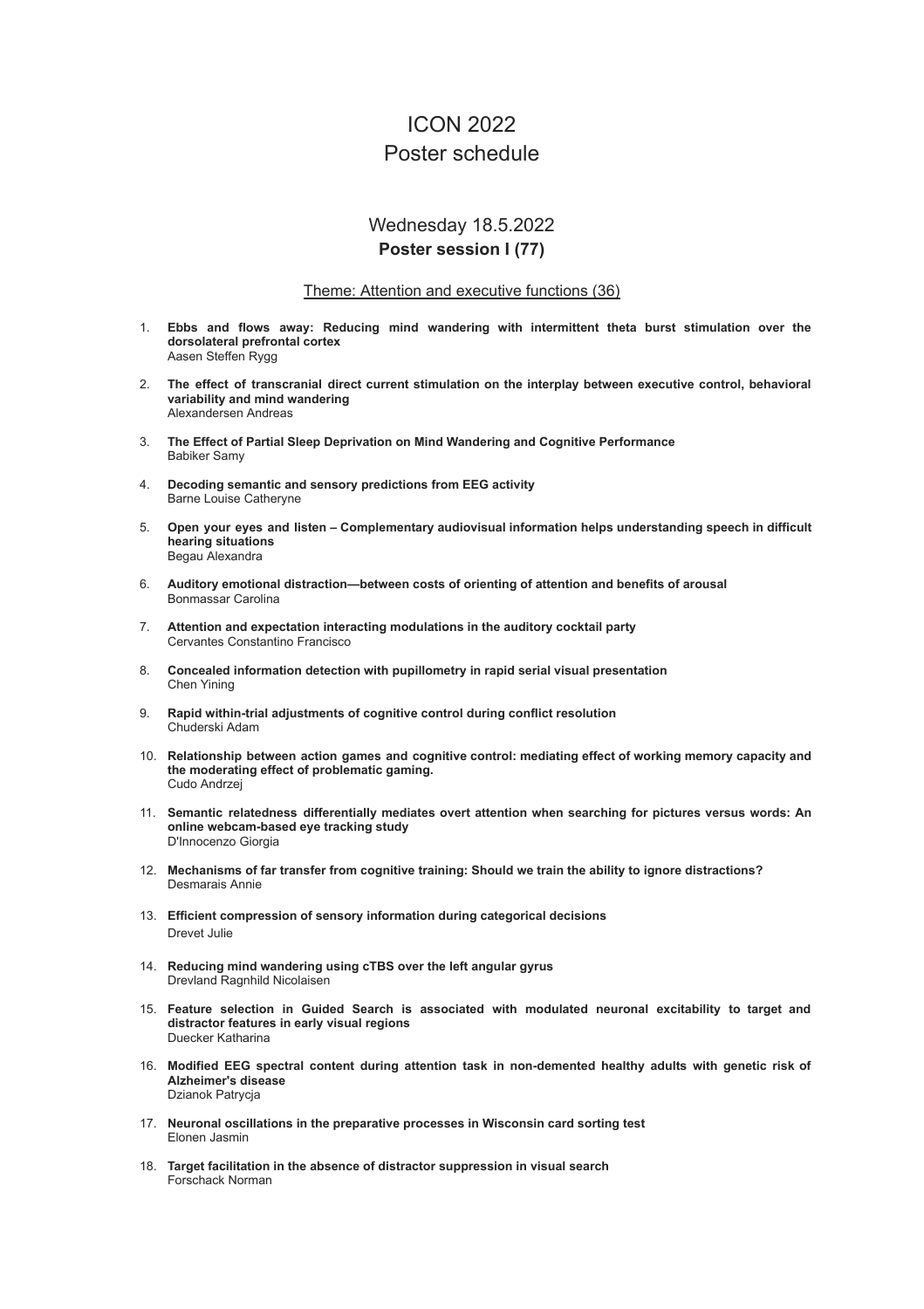# ICON 2022
# Poster schedule

## Wednesday 18.5.2022
### Poster session I (77)

Theme: Attention and executive functions (36)

1. **Ebbs and flows away: Reducing mind wandering with intermittent theta burst stimulation over the dorsolateral prefrontal cortex**
   Aasen Steffen Rygg

2. **The effect of transcranial direct current stimulation on the interplay between executive control, behavioral variability and mind wandering**
   Alexandersen Andreas

3. **The Effect of Partial Sleep Deprivation on Mind Wandering and Cognitive Performance**
   Babiker Samy

4. **Decoding semantic and sensory predictions from EEG activity**
   Barne Louise Catheryne

5. **Open your eyes and listen – Complementary audiovisual information helps understanding speech in difficult hearing situations**
   Begau Alexandra

6. **Auditory emotional distraction—between costs of orienting of attention and benefits of arousal**
   Bonmassar Carolina

7. **Attention and expectation interacting modulations in the auditory cocktail party**
   Cervantes Constantino Francisco

8. **Concealed information detection with pupillometry in rapid serial visual presentation**
   Chen Yining

9. **Rapid within-trial adjustments of cognitive control during conflict resolution**
   Chuderski Adam

10. **Relationship between action games and cognitive control: mediating effect of working memory capacity and the moderating effect of problematic gaming.**
    Cudo Andrzej

11. **Semantic relatedness differentially mediates overt attention when searching for pictures versus words: An online webcam-based eye tracking study**
    D'Innocenzo Giorgia

12. **Mechanisms of far transfer from cognitive training: Should we train the ability to ignore distractions?**
    Desmarais Annie

13. **Efficient compression of sensory information during categorical decisions**
    Drevet Julie

14. **Reducing mind wandering using cTBS over the left angular gyrus**
    Drevland Ragnhild Nicolaisen

15. **Feature selection in Guided Search is associated with modulated neuronal excitability to target and distractor features in early visual regions**
    Duecker Katharina

16. **Modified EEG spectral content during attention task in non-demented healthy adults with genetic risk of Alzheimer's disease**
    Dzianok Patrycja

17. **Neuronal oscillations in the preparative processes in Wisconsin card sorting test**
    Elonen Jasmin

18. **Target facilitation in the absence of distractor suppression in visual search**
    Forschack Norman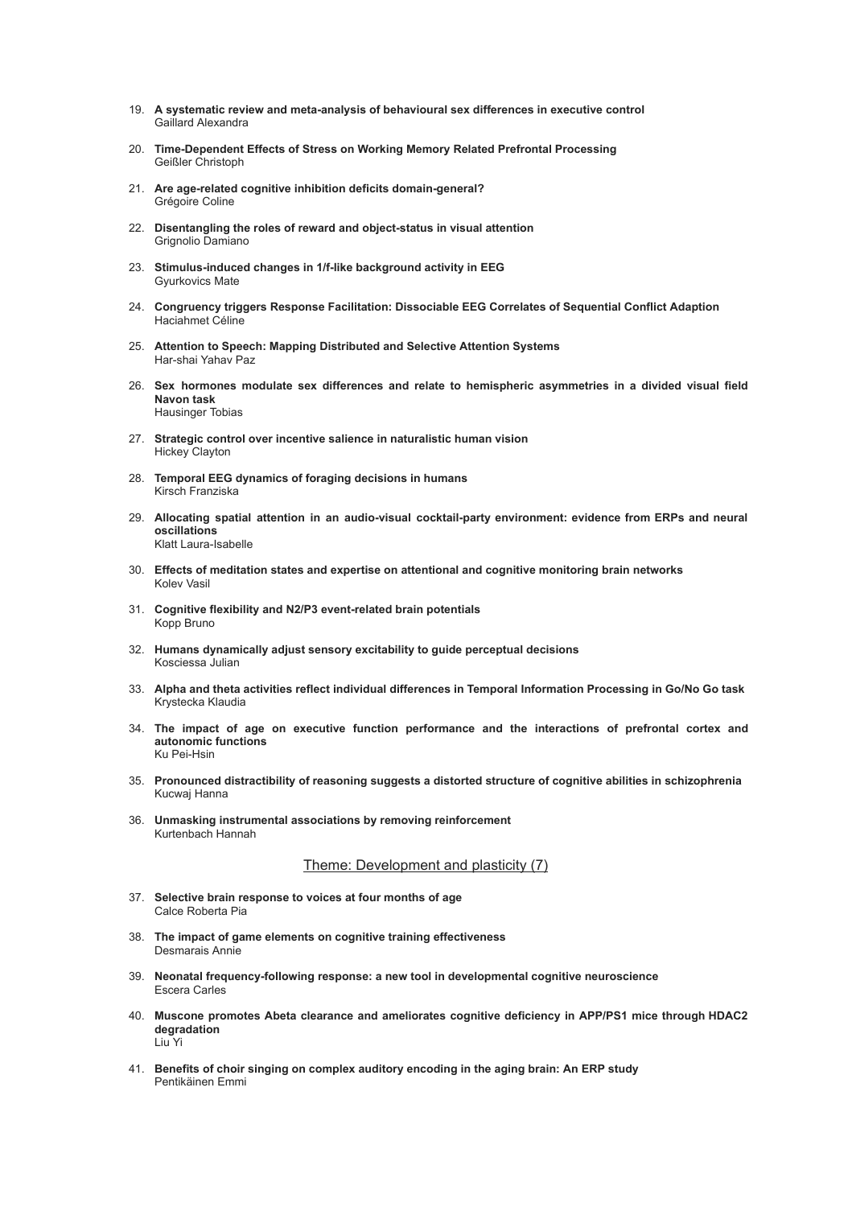19. **A systematic review and meta-analysis of behavioural sex differences in executive control**
    Gaillard Alexandra

20. **Time-Dependent Effects of Stress on Working Memory Related Prefrontal Processing**
    Geißler Christoph

21. **Are age-related cognitive inhibition deficits domain-general?**
    Grégoire Coline

22. **Disentangling the roles of reward and object-status in visual attention**
    Grignolio Damiano

23. **Stimulus-induced changes in 1/f-like background activity in EEG**
    Gyurkovics Mate

24. **Congruency triggers Response Facilitation: Dissociable EEG Correlates of Sequential Conflict Adaption**
    Haciahmet Céline

25. **Attention to Speech: Mapping Distributed and Selective Attention Systems**
    Har-shai Yahav Paz

26. **Sex hormones modulate sex differences and relate to hemispheric asymmetries in a divided visual field Navon task**
    Hausinger Tobias

27. **Strategic control over incentive salience in naturalistic human vision**
    Hickey Clayton

28. **Temporal EEG dynamics of foraging decisions in humans**
    Kirsch Franziska

29. **Allocating spatial attention in an audio-visual cocktail-party environment: evidence from ERPs and neural oscillations**
    Klatt Laura-Isabelle

30. **Effects of meditation states and expertise on attentional and cognitive monitoring brain networks**
    Kolev Vasil

31. **Cognitive flexibility and N2/P3 event-related brain potentials**
    Kopp Bruno

32. **Humans dynamically adjust sensory excitability to guide perceptual decisions**
    Kosciessa Julian

33. **Alpha and theta activities reflect individual differences in Temporal Information Processing in Go/No Go task**
    Krystecka Klaudia

34. **The impact of age on executive function performance and the interactions of prefrontal cortex and autonomic functions**
    Ku Pei-Hsin

35. **Pronounced distractibility of reasoning suggests a distorted structure of cognitive abilities in schizophrenia**
    Kucwaj Hanna

36. **Unmasking instrumental associations by removing reinforcement**
    Kurtenbach Hannah

## Theme: Development and plasticity (7)

37. **Selective brain response to voices at four months of age**
    Calce Roberta Pia

38. **The impact of game elements on cognitive training effectiveness**
    Desmarais Annie

39. **Neonatal frequency-following response: a new tool in developmental cognitive neuroscience**
    Escera Carles

40. **Muscone promotes Abeta clearance and ameliorates cognitive deficiency in APP/PS1 mice through HDAC2 degradation**
    Liu Yi

41. **Benefits of choir singing on complex auditory encoding in the aging brain: An ERP study**
    Pentikäinen Emmi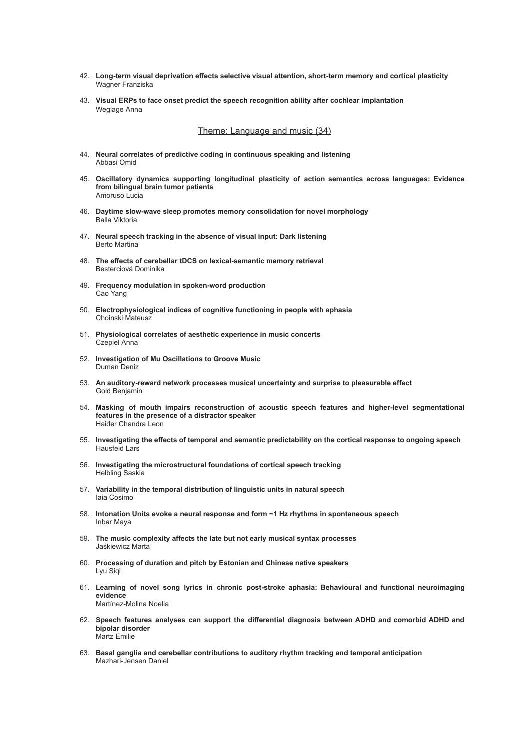42. **Long-term visual deprivation effects selective visual attention, short-term memory and cortical plasticity**
    Wagner Franziska

43. **Visual ERPs to face onset predict the speech recognition ability after cochlear implantation**
    Weglage Anna

## Theme: Language and music (34)

44. **Neural correlates of predictive coding in continuous speaking and listening**
    Abbasi Omid

45. **Oscillatory dynamics supporting longitudinal plasticity of action semantics across languages: Evidence from bilingual brain tumor patients**
    Amoruso Lucia

46. **Daytime slow-wave sleep promotes memory consolidation for novel morphology**
    Balla Viktoria

47. **Neural speech tracking in the absence of visual input: Dark listening**
    Berto Martina

48. **The effects of cerebellar tDCS on lexical-semantic memory retrieval**
    Besterciová Dominika

49. **Frequency modulation in spoken-word production**
    Cao Yang

50. **Electrophysiological indices of cognitive functioning in people with aphasia**
    Choinski Mateusz

51. **Physiological correlates of aesthetic experience in music concerts**
    Czepiel Anna

52. **Investigation of Mu Oscillations to Groove Music**
    Duman Deniz

53. **An auditory-reward network processes musical uncertainty and surprise to pleasurable effect**
    Gold Benjamin

54. **Masking of mouth impairs reconstruction of acoustic speech features and higher-level segmentational features in the presence of a distractor speaker**
    Haider Chandra Leon

55. **Investigating the effects of temporal and semantic predictability on the cortical response to ongoing speech**
    Hausfeld Lars

56. **Investigating the microstructural foundations of cortical speech tracking**
    Helbling Saskia

57. **Variability in the temporal distribution of linguistic units in natural speech**
    Iaia Cosimo

58. **Intonation Units evoke a neural response and form ~1 Hz rhythms in spontaneous speech**
    Inbar Maya

59. **The music complexity affects the late but not early musical syntax processes**
    Jaśkiewicz Marta

60. **Processing of duration and pitch by Estonian and Chinese native speakers**
    Lyu Siqi

61. **Learning of novel song lyrics in chronic post-stroke aphasia: Behavioural and functional neuroimaging evidence**
    Martínez-Molina Noelia

62. **Speech features analyses can support the differential diagnosis between ADHD and comorbid ADHD and bipolar disorder**
    Martz Emilie

63. **Basal ganglia and cerebellar contributions to auditory rhythm tracking and temporal anticipation**
    Mazhari-Jensen Daniel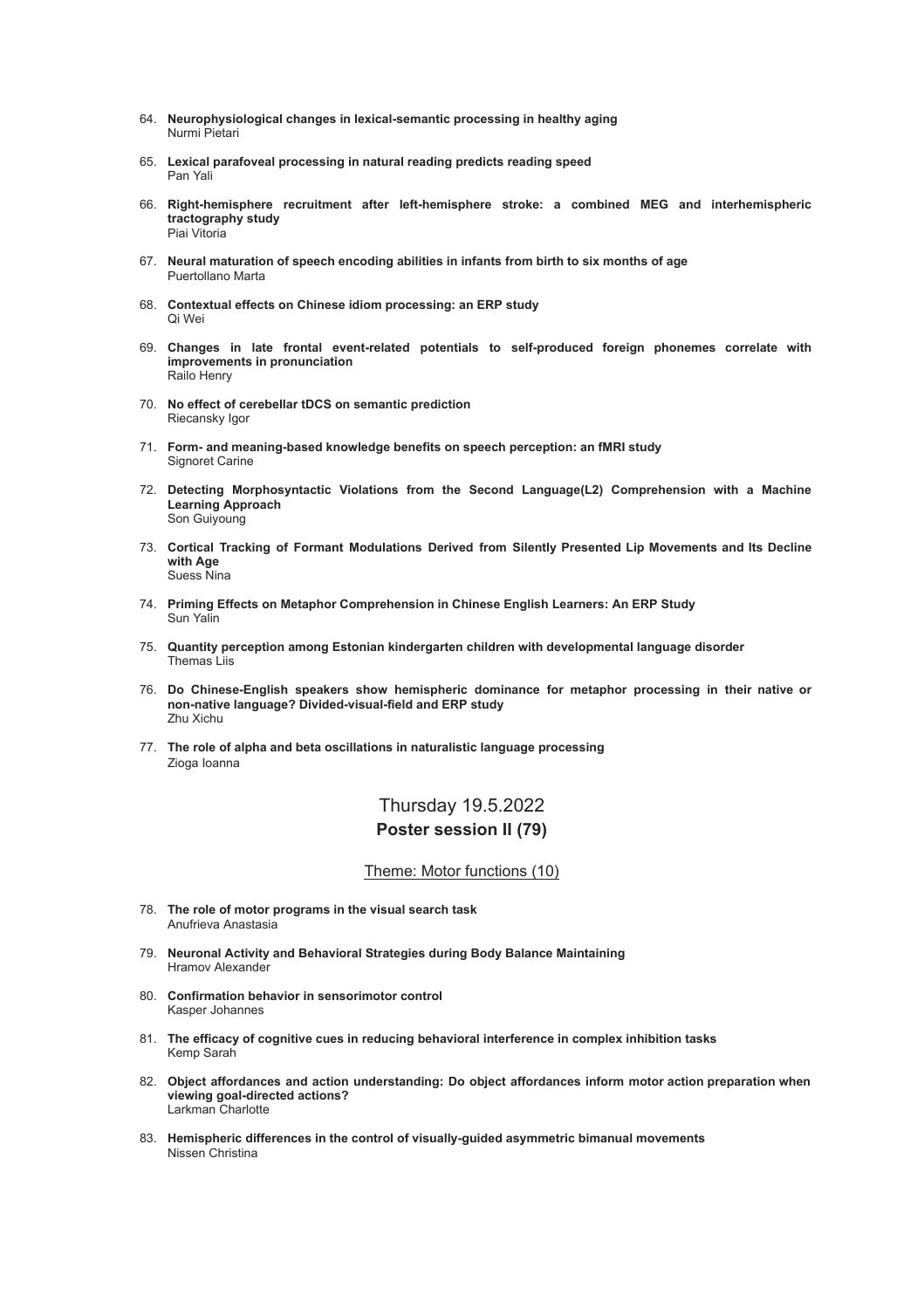64. **Neurophysiological changes in lexical-semantic processing in healthy aging**
    Nurmi Pietari

65. **Lexical parafoveal processing in natural reading predicts reading speed**
    Pan Yali

66. **Right-hemisphere recruitment after left-hemisphere stroke: a combined MEG and interhemispheric tractography study**
    Piai Vitoria

67. **Neural maturation of speech encoding abilities in infants from birth to six months of age**
    Puertollano Marta

68. **Contextual effects on Chinese idiom processing: an ERP study**
    Qi Wei

69. **Changes in late frontal event-related potentials to self-produced foreign phonemes correlate with improvements in pronunciation**
    Railo Henry

70. **No effect of cerebellar tDCS on semantic prediction**
    Riecansky Igor

71. **Form- and meaning-based knowledge benefits on speech perception: an fMRI study**
    Signoret Carine

72. **Detecting Morphosyntactic Violations from the Second Language(L2) Comprehension with a Machine Learning Approach**
    Son Guiyoung

73. **Cortical Tracking of Formant Modulations Derived from Silently Presented Lip Movements and Its Decline with Age**
    Suess Nina

74. **Priming Effects on Metaphor Comprehension in Chinese English Learners: An ERP Study**
    Sun Yalin

75. **Quantity perception among Estonian kindergarten children with developmental language disorder**
    Thomas Liis

76. **Do Chinese-English speakers show hemispheric dominance for metaphor processing in their native or non-native language? Divided-visual-field and ERP study**
    Zhu Xichu

77. **The role of alpha and beta oscillations in naturalistic language processing**
    Zioga Ioanna

## Thursday 19.5.2022

## Poster session II (79)

### Theme: Motor functions (10)

78. **The role of motor programs in the visual search task**
    Anufrieva Anastasia

79. **Neuronal Activity and Behavioral Strategies during Body Balance Maintaining**
    Hramov Alexander

80. **Confirmation behavior in sensorimotor control**
    Kasper Johannes

81. **The efficacy of cognitive cues in reducing behavioral interference in complex inhibition tasks**
    Kemp Sarah

82. **Object affordances and action understanding: Do object affordances inform motor action preparation when viewing goal-directed actions?**
    Larkman Charlotte

83. **Hemispheric differences in the control of visually-guided asymmetric bimanual movements**
    Nissen Christina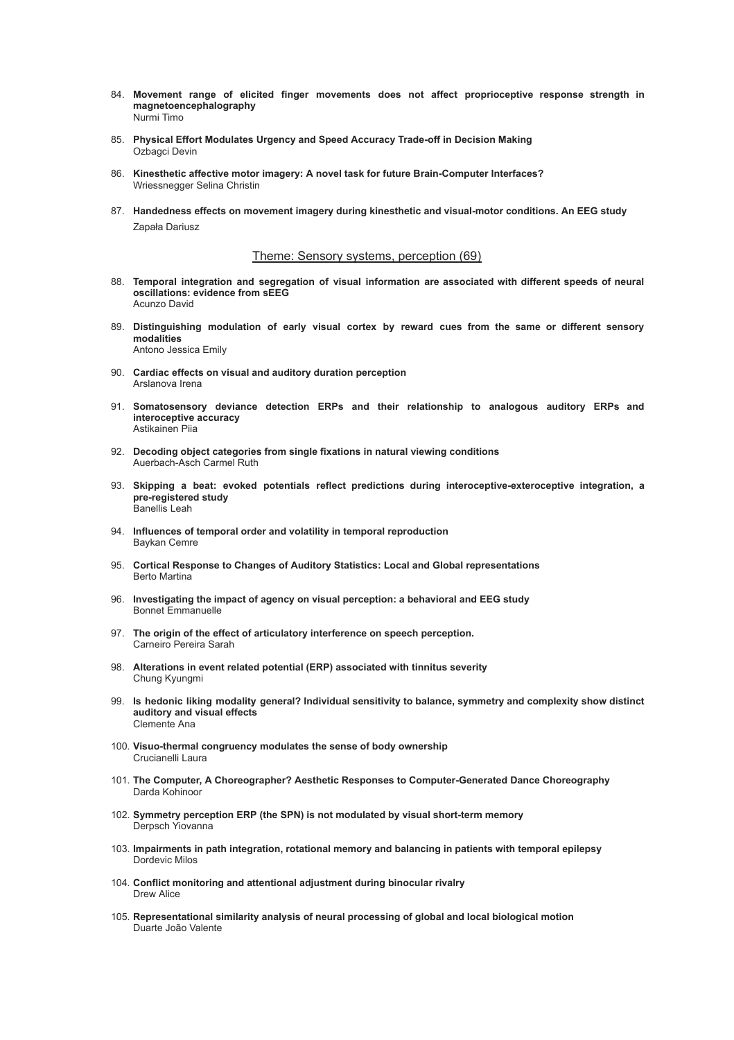84. **Movement range of elicited finger movements does not affect proprioceptive response strength in magnetoencephalography**
    Nurmi Timo

85. **Physical Effort Modulates Urgency and Speed Accuracy Trade-off in Decision Making**
    Ozbagci Devin

86. **Kinesthetic affective motor imagery: A novel task for future Brain-Computer Interfaces?**
    Wriessnegger Selina Christin

87. **Handedness effects on movement imagery during kinesthetic and visual-motor conditions. An EEG study**
    Zapała Dariusz

## Theme: Sensory systems, perception (69)

88. **Temporal integration and segregation of visual information are associated with different speeds of neural oscillations: evidence from sEEG**
    Acunzo David

89. **Distinguishing modulation of early visual cortex by reward cues from the same or different sensory modalities**
    Antono Jessica Emily

90. **Cardiac effects on visual and auditory duration perception**
    Arslanova Irena

91. **Somatosensory deviance detection ERPs and their relationship to analogous auditory ERPs and interoceptive accuracy**
    Astikainen Piia

92. **Decoding object categories from single fixations in natural viewing conditions**
    Auerbach-Asch Carmel Ruth

93. **Skipping a beat: evoked potentials reflect predictions during interoceptive-exteroceptive integration, a pre-registered study**
    Banellis Leah

94. **Influences of temporal order and volatility in temporal reproduction**
    Baykan Cemre

95. **Cortical Response to Changes of Auditory Statistics: Local and Global representations**
    Berto Martina

96. **Investigating the impact of agency on visual perception: a behavioral and EEG study**
    Bonnet Emmanuelle

97. **The origin of the effect of articulatory interference on speech perception.**
    Carneiro Pereira Sarah

98. **Alterations in event related potential (ERP) associated with tinnitus severity**
    Chung Kyungmi

99. **Is hedonic liking modality general? Individual sensitivity to balance, symmetry and complexity show distinct auditory and visual effects**
    Clemente Ana

100. **Visuo-thermal congruency modulates the sense of body ownership**
     Crucianelli Laura

101. **The Computer, A Choreographer? Aesthetic Responses to Computer-Generated Dance Choreography**
     Darda Kohinoor

102. **Symmetry perception ERP (the SPN) is not modulated by visual short-term memory**
     Derpsch Yiovanna

103. **Impairments in path integration, rotational memory and balancing in patients with temporal epilepsy**
     Dordevic Milos

104. **Conflict monitoring and attentional adjustment during binocular rivalry**
     Drew Alice

105. **Representational similarity analysis of neural processing of global and local biological motion**
     Duarte João Valente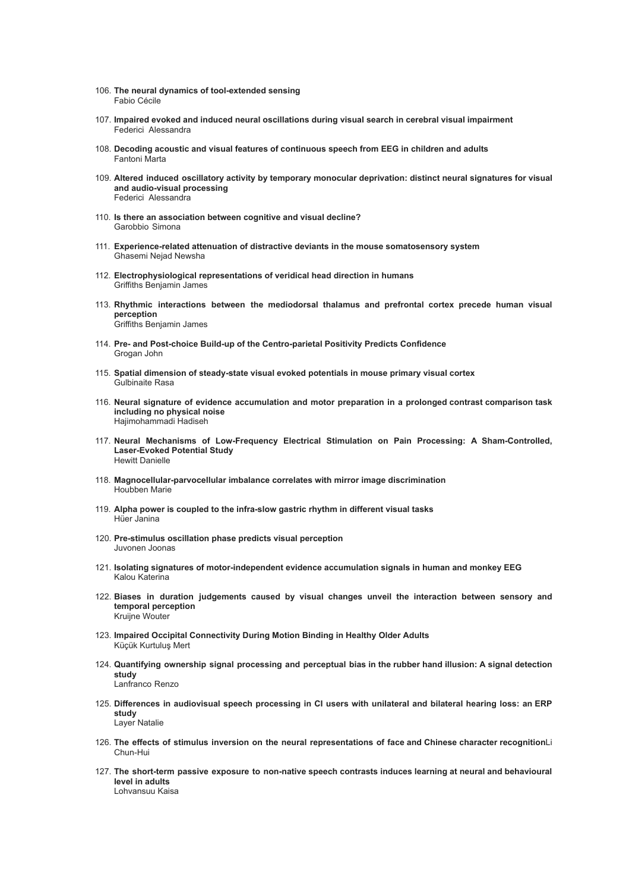106. **The neural dynamics of tool-extended sensing**
   Fabio Cécile

107. **Impaired evoked and induced neural oscillations during visual search in cerebral visual impairment**
   Federici Alessandra

108. **Decoding acoustic and visual features of continuous speech from EEG in children and adults**
   Fantoni Marta

109. **Altered induced oscillatory activity by temporary monocular deprivation: distinct neural signatures for visual and audio-visual processing**
   Federici Alessandra

110. **Is there an association between cognitive and visual decline?**
   Garobbio Simona

111. **Experience-related attenuation of distractive deviants in the mouse somatosensory system**
   Ghasemi Nejad Newsha

112. **Electrophysiological representations of veridical head direction in humans**
   Griffiths Benjamin James

113. **Rhythmic interactions between the mediodorsal thalamus and prefrontal cortex precede human visual perception**
   Griffiths Benjamin James

114. **Pre- and Post-choice Build-up of the Centro-parietal Positivity Predicts Confidence**
   Grogan John

115. **Spatial dimension of steady-state visual evoked potentials in mouse primary visual cortex**
   Gulbinaite Rasa

116. **Neural signature of evidence accumulation and motor preparation in a prolonged contrast comparison task including no physical noise**
   Hajimohammadi Hadiseh

117. **Neural Mechanisms of Low-Frequency Electrical Stimulation on Pain Processing: A Sham-Controlled, Laser-Evoked Potential Study**
   Hewitt Danielle

118. **Magnocellular-parvocellular imbalance correlates with mirror image discrimination**
   Houbben Marie

119. **Alpha power is coupled to the infra-slow gastric rhythm in different visual tasks**
   Hüer Janina

120. **Pre-stimulus oscillation phase predicts visual perception**
   Juvonen Joonas

121. **Isolating signatures of motor-independent evidence accumulation signals in human and monkey EEG**
   Kalou Katerina

122. **Biases in duration judgements caused by visual changes unveil the interaction between sensory and temporal perception**
   Kruijne Wouter

123. **Impaired Occipital Connectivity During Motion Binding in Healthy Older Adults**
   Küçük Kurtuluş Mert

124. **Quantifying ownership signal processing and perceptual bias in the rubber hand illusion: A signal detection study**
   Lanfranco Renzo

125. **Differences in audiovisual speech processing in CI users with unilateral and bilateral hearing loss: an ERP study**
   Layer Natalie

126. **The effects of stimulus inversion on the neural representations of face and Chinese character recognition**Li Chun-Hui

127. **The short-term passive exposure to non-native speech contrasts induces learning at neural and behavioural level in adults**
   Lohvansuu Kaisa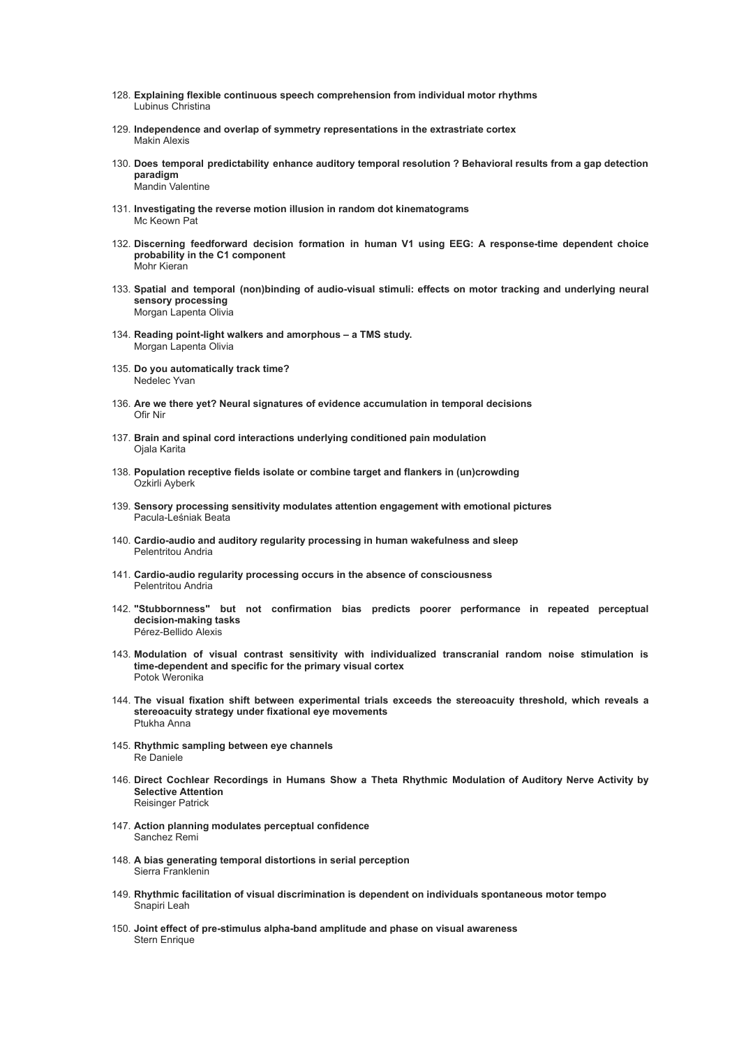128. **Explaining flexible continuous speech comprehension from individual motor rhythms**
   Lubinus Christina

129. **Independence and overlap of symmetry representations in the extrastriate cortex**
   Makin Alexis

130. **Does temporal predictability enhance auditory temporal resolution ? Behavioral results from a gap detection paradigm**
   Mandin Valentine

131. **Investigating the reverse motion illusion in random dot kinematograms**
   Mc Keown Pat

132. **Discerning feedforward decision formation in human V1 using EEG: A response-time dependent choice probability in the C1 component**
   Mohr Kieran

133. **Spatial and temporal (non)binding of audio-visual stimuli: effects on motor tracking and underlying neural sensory processing**
   Morgan Lapenta Olivia

134. **Reading point-light walkers and amorphous – a TMS study.**
   Morgan Lapenta Olivia

135. **Do you automatically track time?**
   Nedelec Yvan

136. **Are we there yet? Neural signatures of evidence accumulation in temporal decisions**
   Ofir Nir

137. **Brain and spinal cord interactions underlying conditioned pain modulation**
   Ojala Karita

138. **Population receptive fields isolate or combine target and flankers in (un)crowding**
   Ozkirli Ayberk

139. **Sensory processing sensitivity modulates attention engagement with emotional pictures**
   Pacula-Leśniak Beata

140. **Cardio-audio and auditory regularity processing in human wakefulness and sleep**
   Pelentritou Andria

141. **Cardio-audio regularity processing occurs in the absence of consciousness**
   Pelentritou Andria

142. **"Stubbornness" but not confirmation bias predicts poorer performance in repeated perceptual decision-making tasks**
   Pérez-Bellido Alexis

143. **Modulation of visual contrast sensitivity with individualized transcranial random noise stimulation is time-dependent and specific for the primary visual cortex**
   Potok Weronika

144. **The visual fixation shift between experimental trials exceeds the stereoacuity threshold, which reveals a stereoacuity strategy under fixational eye movements**
   Ptukha Anna

145. **Rhythmic sampling between eye channels**
   Re Daniele

146. **Direct Cochlear Recordings in Humans Show a Theta Rhythmic Modulation of Auditory Nerve Activity by Selective Attention**
   Reisinger Patrick

147. **Action planning modulates perceptual confidence**
   Sanchez Remi

148. **A bias generating temporal distortions in serial perception**
   Sierra Franklenin

149. **Rhythmic facilitation of visual discrimination is dependent on individuals spontaneous motor tempo**
   Snapiri Leah

150. **Joint effect of pre-stimulus alpha-band amplitude and phase on visual awareness**
   Stern Enrique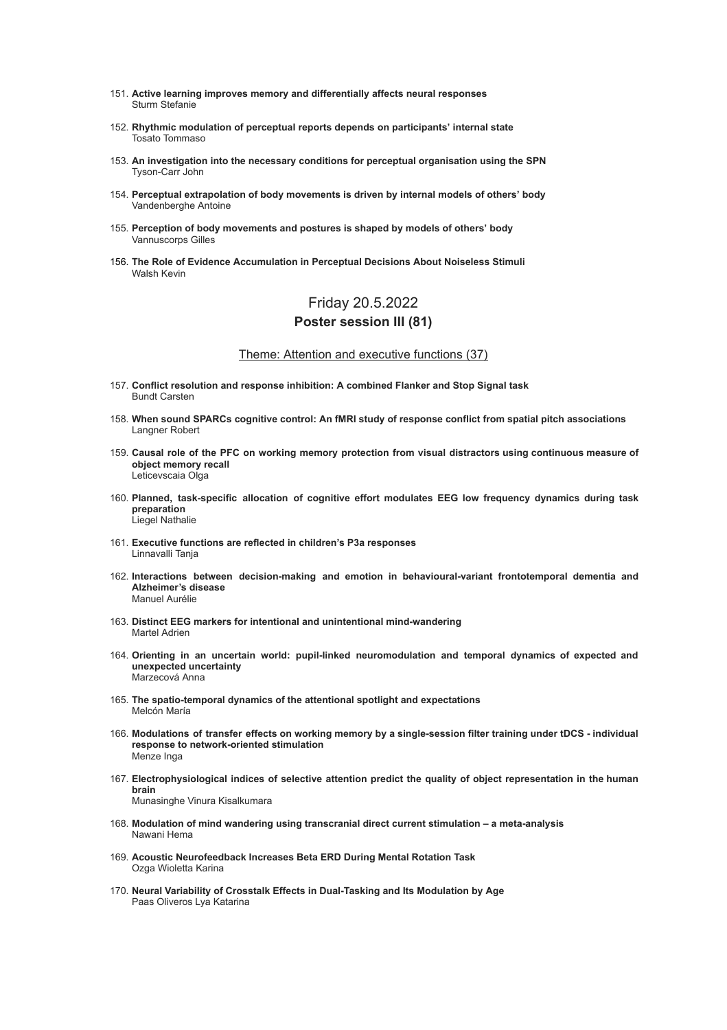151. **Active learning improves memory and differentially affects neural responses**
   Sturm Stefanie

152. **Rhythmic modulation of perceptual reports depends on participants' internal state**
   Tosato Tommaso

153. **An investigation into the necessary conditions for perceptual organisation using the SPN**
   Tyson-Carr John

154. **Perceptual extrapolation of body movements is driven by internal models of others' body**
   Vandenberghe Antoine

155. **Perception of body movements and postures is shaped by models of others' body**
   Vannuscorps Gilles

156. **The Role of Evidence Accumulation in Perceptual Decisions About Noiseless Stimuli**
   Walsh Kevin

## Friday 20.5.2022

## Poster session III (81)

### Theme: Attention and executive functions (37)

157. **Conflict resolution and response inhibition: A combined Flanker and Stop Signal task**
   Bundt Carsten

158. **When sound SPARCs cognitive control: An fMRI study of response conflict from spatial pitch associations**
   Langner Robert

159. **Causal role of the PFC on working memory protection from visual distractors using continuous measure of object memory recall**
   Leticevscaia Olga

160. **Planned, task-specific allocation of cognitive effort modulates EEG low frequency dynamics during task preparation**
   Liegel Nathalie

161. **Executive functions are reflected in children's P3a responses**
   Linnavalli Tanja

162. **Interactions between decision-making and emotion in behavioural-variant frontotemporal dementia and Alzheimer's disease**
   Manuel Aurélie

163. **Distinct EEG markers for intentional and unintentional mind-wandering**
   Martel Adrien

164. **Orienting in an uncertain world: pupil-linked neuromodulation and temporal dynamics of expected and unexpected uncertainty**
   Marzecová Anna

165. **The spatio-temporal dynamics of the attentional spotlight and expectations**
   Melcón María

166. **Modulations of transfer effects on working memory by a single-session filter training under tDCS - individual response to network-oriented stimulation**
   Menze Inga

167. **Electrophysiological indices of selective attention predict the quality of object representation in the human brain**
   Munasinghe Vinura Kisalkumara

168. **Modulation of mind wandering using transcranial direct current stimulation – a meta-analysis**
   Nawani Hema

169. **Acoustic Neurofeedback Increases Beta ERD During Mental Rotation Task**
   Ozga Wioletta Karina

170. **Neural Variability of Crosstalk Effects in Dual-Tasking and Its Modulation by Age**
   Paas Oliveros Lya Katarina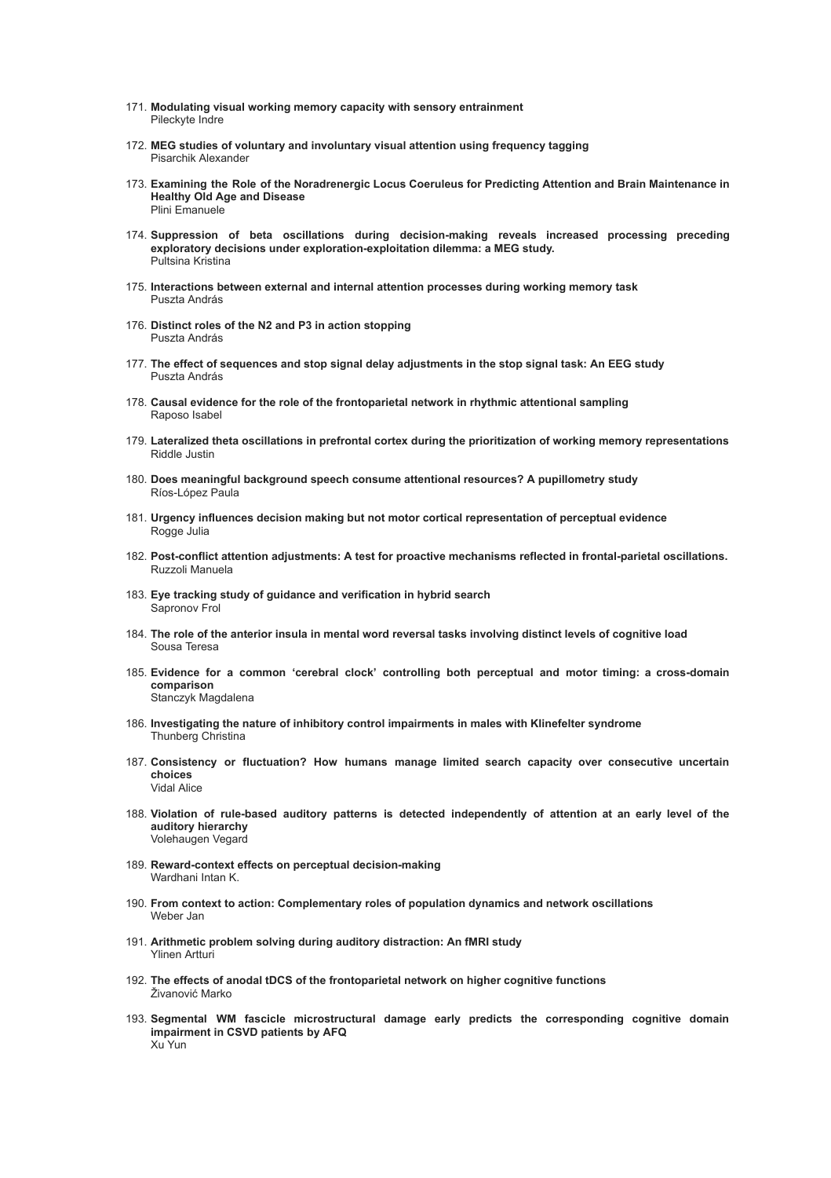171. **Modulating visual working memory capacity with sensory entrainment**
     Pileckyte Indre

172. **MEG studies of voluntary and involuntary visual attention using frequency tagging**
     Pisarchik Alexander

173. **Examining the Role of the Noradrenergic Locus Coeruleus for Predicting Attention and Brain Maintenance in Healthy Old Age and Disease**
     Plini Emanuele

174. **Suppression of beta oscillations during decision-making reveals increased processing preceding exploratory decisions under exploration-exploitation dilemma: a MEG study.**
     Pultsina Kristina

175. **Interactions between external and internal attention processes during working memory task**
     Puszta András

176. **Distinct roles of the N2 and P3 in action stopping**
     Puszta András

177. **The effect of sequences and stop signal delay adjustments in the stop signal task: An EEG study**
     Puszta András

178. **Causal evidence for the role of the frontoparietal network in rhythmic attentional sampling**
     Raposo Isabel

179. **Lateralized theta oscillations in prefrontal cortex during the prioritization of working memory representations**
     Riddle Justin

180. **Does meaningful background speech consume attentional resources? A pupillometry study**
     Ríos-López Paula

181. **Urgency influences decision making but not motor cortical representation of perceptual evidence**
     Rogge Julia

182. **Post-conflict attention adjustments: A test for proactive mechanisms reflected in frontal-parietal oscillations.**
     Ruzzoli Manuela

183. **Eye tracking study of guidance and verification in hybrid search**
     Sapronov Frol

184. **The role of the anterior insula in mental word reversal tasks involving distinct levels of cognitive load**
     Sousa Teresa

185. **Evidence for a common 'cerebral clock' controlling both perceptual and motor timing: a cross-domain comparison**
     Stanczyk Magdalena

186. **Investigating the nature of inhibitory control impairments in males with Klinefelter syndrome**
     Thunberg Christina

187. **Consistency or fluctuation? How humans manage limited search capacity over consecutive uncertain choices**
     Vidal Alice

188. **Violation of rule-based auditory patterns is detected independently of attention at an early level of the auditory hierarchy**
     Volehaugen Vegard

189. **Reward-context effects on perceptual decision-making**
     Wardhani Intan K.

190. **From context to action: Complementary roles of population dynamics and network oscillations**
     Weber Jan

191. **Arithmetic problem solving during auditory distraction: An fMRI study**
     Ylinen Artturi

192. **The effects of anodal tDCS of the frontoparietal network on higher cognitive functions**
     Živanović Marko

193. **Segmental WM fascicle microstructural damage early predicts the corresponding cognitive domain impairment in CSVD patients by AFQ**
     Xu Yun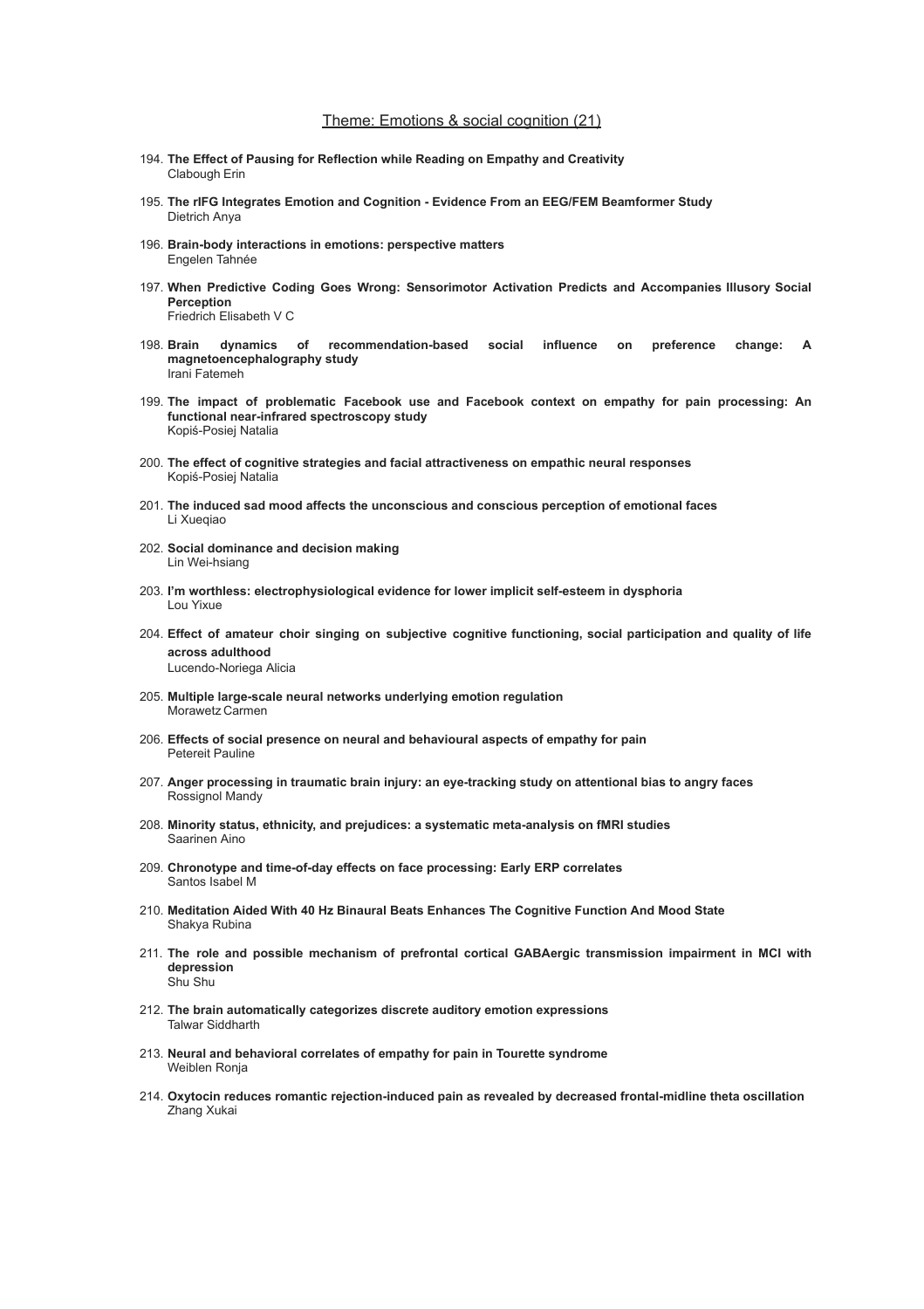## Theme: Emotions & social cognition (21)

194. **The Effect of Pausing for Reflection while Reading on Empathy and Creativity**
 Clabough Erin

195. **The rIFG Integrates Emotion and Cognition - Evidence From an EEG/FEM Beamformer Study**
 Dietrich Anya

196. **Brain-body interactions in emotions: perspective matters**
 Engelen Tahnée

197. **When Predictive Coding Goes Wrong: Sensorimotor Activation Predicts and Accompanies Illusory Social Perception**
 Friedrich Elisabeth V C

198. **Brain dynamics of recommendation-based social influence on preference change: A magnetoencephalography study**
 Irani Fatemeh

199. **The impact of problematic Facebook use and Facebook context on empathy for pain processing: An functional near-infrared spectroscopy study**
 Kopiś-Posiej Natalia

200. **The effect of cognitive strategies and facial attractiveness on empathic neural responses**
 Kopiś-Posiej Natalia

201. **The induced sad mood affects the unconscious and conscious perception of emotional faces**
 Li Xueqiao

202. **Social dominance and decision making**
 Lin Wei-hsiang

203. **I'm worthless: electrophysiological evidence for lower implicit self-esteem in dysphoria**
 Lou Yixue

204. **Effect of amateur choir singing on subjective cognitive functioning, social participation and quality of life across adulthood**
 Lucendo-Noriega Alicia

205. **Multiple large-scale neural networks underlying emotion regulation**
 Morawetz Carmen

206. **Effects of social presence on neural and behavioural aspects of empathy for pain**
 Petereit Pauline

207. **Anger processing in traumatic brain injury: an eye-tracking study on attentional bias to angry faces**
 Rossignol Mandy

208. **Minority status, ethnicity, and prejudices: a systematic meta-analysis on fMRI studies**
 Saarinen Aino

209. **Chronotype and time-of-day effects on face processing: Early ERP correlates**
 Santos Isabel M

210. **Meditation Aided With 40 Hz Binaural Beats Enhances The Cognitive Function And Mood State**
 Shakya Rubina

211. **The role and possible mechanism of prefrontal cortical GABAergic transmission impairment in MCI with depression**
 Shu Shu

212. **The brain automatically categorizes discrete auditory emotion expressions**
 Talwar Siddharth

213. **Neural and behavioral correlates of empathy for pain in Tourette syndrome**
 Weiblen Ronja

214. **Oxytocin reduces romantic rejection-induced pain as revealed by decreased frontal-midline theta oscillation**
 Zhang Xukai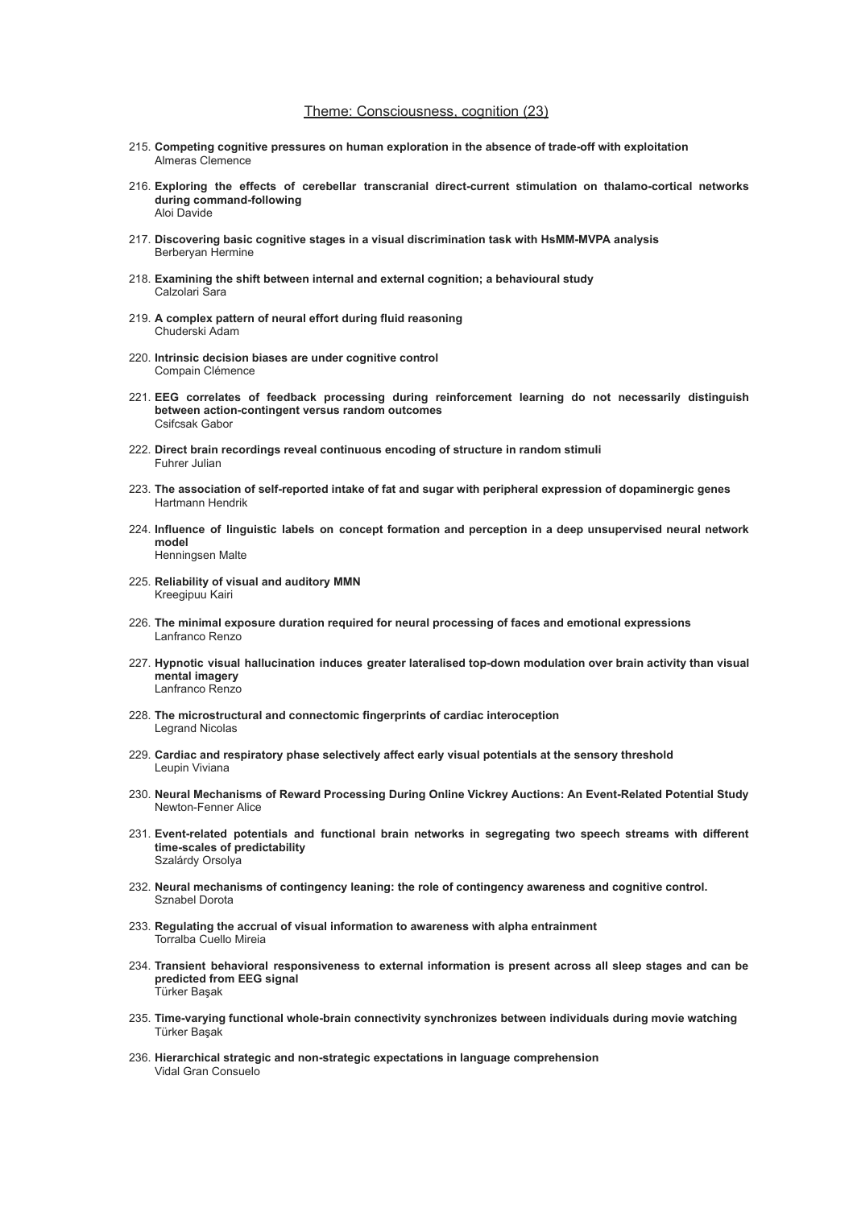## Theme: Consciousness, cognition (23)

215. **Competing cognitive pressures on human exploration in the absence of trade-off with exploitation**
Almeras Clemence

216. **Exploring the effects of cerebellar transcranial direct-current stimulation on thalamo-cortical networks during command-following**
Aloi Davide

217. **Discovering basic cognitive stages in a visual discrimination task with HsMM-MVPA analysis**
Berberyan Hermine

218. **Examining the shift between internal and external cognition; a behavioural study**
Calzolari Sara

219. **A complex pattern of neural effort during fluid reasoning**
Chuderski Adam

220. **Intrinsic decision biases are under cognitive control**
Compain Clémence

221. **EEG correlates of feedback processing during reinforcement learning do not necessarily distinguish between action-contingent versus random outcomes**
Csifcsak Gabor

222. **Direct brain recordings reveal continuous encoding of structure in random stimuli**
Fuhrer Julian

223. **The association of self-reported intake of fat and sugar with peripheral expression of dopaminergic genes**
Hartmann Hendrik

224. **Influence of linguistic labels on concept formation and perception in a deep unsupervised neural network model**
Henningsen Malte

225. **Reliability of visual and auditory MMN**
Kreegipuu Kairi

226. **The minimal exposure duration required for neural processing of faces and emotional expressions**
Lanfranco Renzo

227. **Hypnotic visual hallucination induces greater lateralised top-down modulation over brain activity than visual mental imagery**
Lanfranco Renzo

228. **The microstructural and connectomic fingerprints of cardiac interoception**
Legrand Nicolas

229. **Cardiac and respiratory phase selectively affect early visual potentials at the sensory threshold**
Leupin Viviana

230. **Neural Mechanisms of Reward Processing During Online Vickrey Auctions: An Event-Related Potential Study**
Newton-Fenner Alice

231. **Event-related potentials and functional brain networks in segregating two speech streams with different time-scales of predictability**
Szalárdy Orsolya

232. **Neural mechanisms of contingency leaning: the role of contingency awareness and cognitive control.**
Sznabel Dorota

233. **Regulating the accrual of visual information to awareness with alpha entrainment**
Torralba Cuello Mireia

234. **Transient behavioral responsiveness to external information is present across all sleep stages and can be predicted from EEG signal**
Türker Başak

235. **Time-varying functional whole-brain connectivity synchronizes between individuals during movie watching**
Türker Başak

236. **Hierarchical strategic and non-strategic expectations in language comprehension**
Vidal Gran Consuelo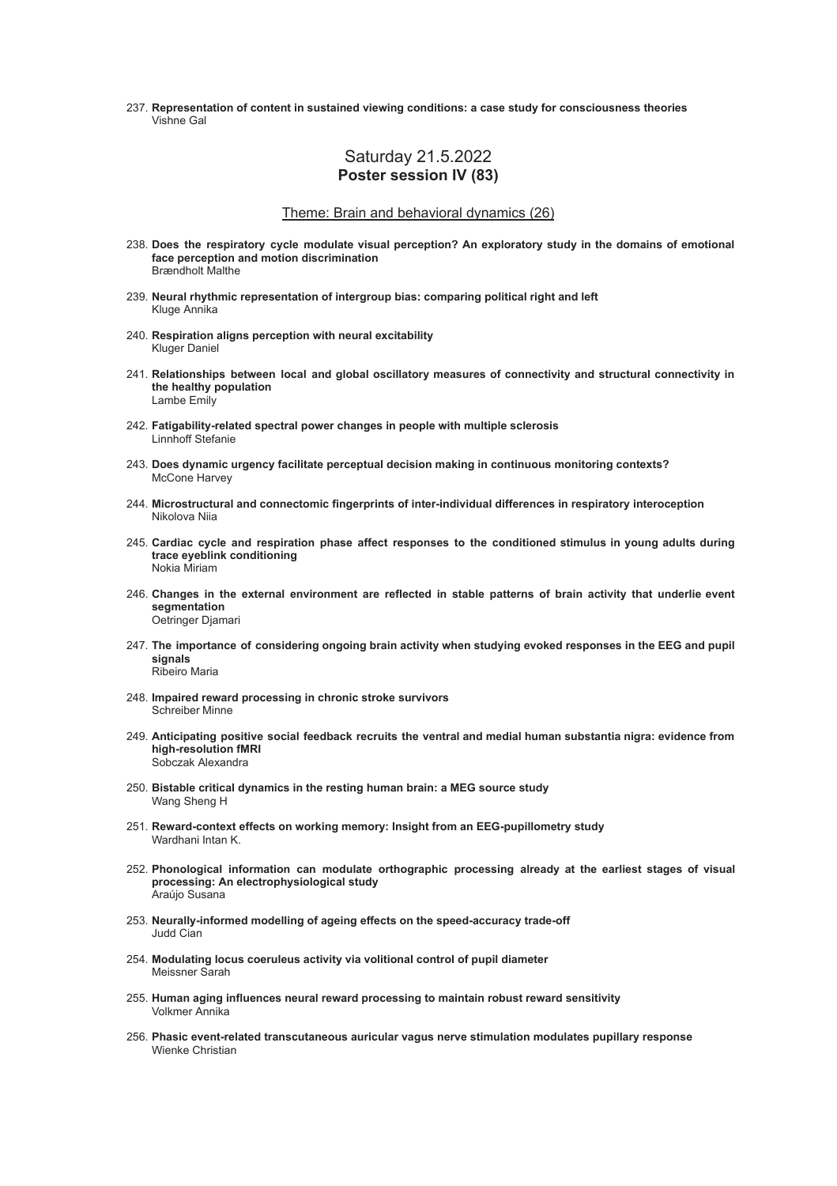237. **Representation of content in sustained viewing conditions: a case study for consciousness theories**
 Vishne Gal

## Saturday 21.5.2022
## **Poster session IV (83)**

### Theme: Brain and behavioral dynamics (26)

238. **Does the respiratory cycle modulate visual perception? An exploratory study in the domains of emotional face perception and motion discrimination**
 Brændholt Malthe

239. **Neural rhythmic representation of intergroup bias: comparing political right and left**
 Kluge Annika

240. **Respiration aligns perception with neural excitability**
 Kluger Daniel

241. **Relationships between local and global oscillatory measures of connectivity and structural connectivity in the healthy population**
 Lambe Emily

242. **Fatigability-related spectral power changes in people with multiple sclerosis**
 Linnhoff Stefanie

243. **Does dynamic urgency facilitate perceptual decision making in continuous monitoring contexts?**
 McCone Harvey

244. **Microstructural and connectomic fingerprints of inter-individual differences in respiratory interoception**
 Nikolova Niia

245. **Cardiac cycle and respiration phase affect responses to the conditioned stimulus in young adults during trace eyeblink conditioning**
 Nokia Miriam

246. **Changes in the external environment are reflected in stable patterns of brain activity that underlie event segmentation**
 Oetringer Djamari

247. **The importance of considering ongoing brain activity when studying evoked responses in the EEG and pupil signals**
 Ribeiro Maria

248. **Impaired reward processing in chronic stroke survivors**
 Schreiber Minne

249. **Anticipating positive social feedback recruits the ventral and medial human substantia nigra: evidence from high-resolution fMRI**
 Sobczak Alexandra

250. **Bistable critical dynamics in the resting human brain: a MEG source study**
 Wang Sheng H

251. **Reward-context effects on working memory: Insight from an EEG-pupillometry study**
 Wardhani Intan K.

252. **Phonological information can modulate orthographic processing already at the earliest stages of visual processing: An electrophysiological study**
 Araújo Susana

253. **Neurally-informed modelling of ageing effects on the speed-accuracy trade-off**
 Judd Cian

254. **Modulating locus coeruleus activity via volitional control of pupil diameter**
 Meissner Sarah

255. **Human aging influences neural reward processing to maintain robust reward sensitivity**
 Volkmer Annika

256. **Phasic event-related transcutaneous auricular vagus nerve stimulation modulates pupillary response**
 Wienke Christian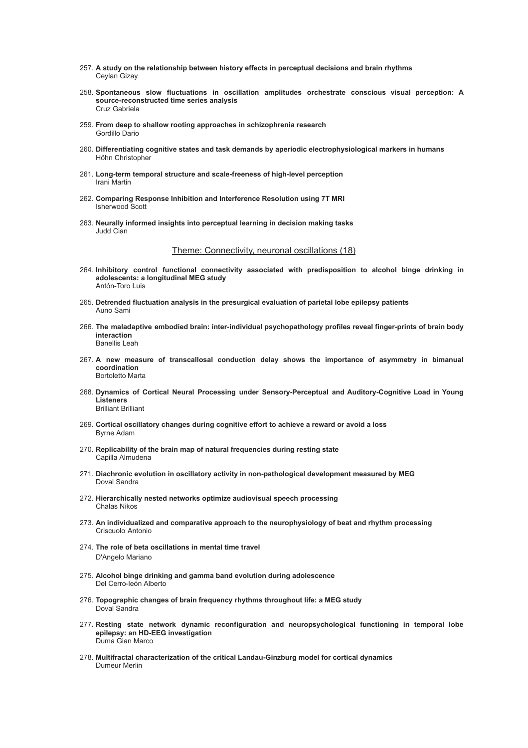257. **A study on the relationship between history effects in perceptual decisions and brain rhythms**
Ceylan Gizay

258. **Spontaneous slow fluctuations in oscillation amplitudes orchestrate conscious visual perception: A source-reconstructed time series analysis**
Cruz Gabriela

259. **From deep to shallow rooting approaches in schizophrenia research**
Gordillo Dario

260. **Differentiating cognitive states and task demands by aperiodic electrophysiological markers in humans**
Höhn Christopher

261. **Long-term temporal structure and scale-freeness of high-level perception**
Irani Martin

262. **Comparing Response Inhibition and Interference Resolution using 7T MRI**
Isherwood Scott

263. **Neurally informed insights into perceptual learning in decision making tasks**
Judd Cian

## Theme: Connectivity, neuronal oscillations (18)

264. **Inhibitory control functional connectivity associated with predisposition to alcohol binge drinking in adolescents: a longitudinal MEG study**
Antón-Toro Luis

265. **Detrended fluctuation analysis in the presurgical evaluation of parietal lobe epilepsy patients**
Auno Sami

266. **The maladaptive embodied brain: inter-individual psychopathology profiles reveal finger-prints of brain body interaction**
Banellis Leah

267. **A new measure of transcallosal conduction delay shows the importance of asymmetry in bimanual coordination**
Bortoletto Marta

268. **Dynamics of Cortical Neural Processing under Sensory-Perceptual and Auditory-Cognitive Load in Young Listeners**
Brilliant Brilliant

269. **Cortical oscillatory changes during cognitive effort to achieve a reward or avoid a loss**
Byrne Adam

270. **Replicability of the brain map of natural frequencies during resting state**
Capilla Almudena

271. **Diachronic evolution in oscillatory activity in non-pathological development measured by MEG**
Doval Sandra

272. **Hierarchically nested networks optimize audiovisual speech processing**
Chalas Nikos

273. **An individualized and comparative approach to the neurophysiology of beat and rhythm processing**
Criscuolo Antonio

274. **The role of beta oscillations in mental time travel**
D'Angelo Mariano

275. **Alcohol binge drinking and gamma band evolution during adolescence**
Del Cerro-león Alberto

276. **Topographic changes of brain frequency rhythms throughout life: a MEG study**
Doval Sandra

277. **Resting state network dynamic reconfiguration and neuropsychological functioning in temporal lobe epilepsy: an HD-EEG investigation**
Duma Gian Marco

278. **Multifractal characterization of the critical Landau-Ginzburg model for cortical dynamics**
Dumeur Merlin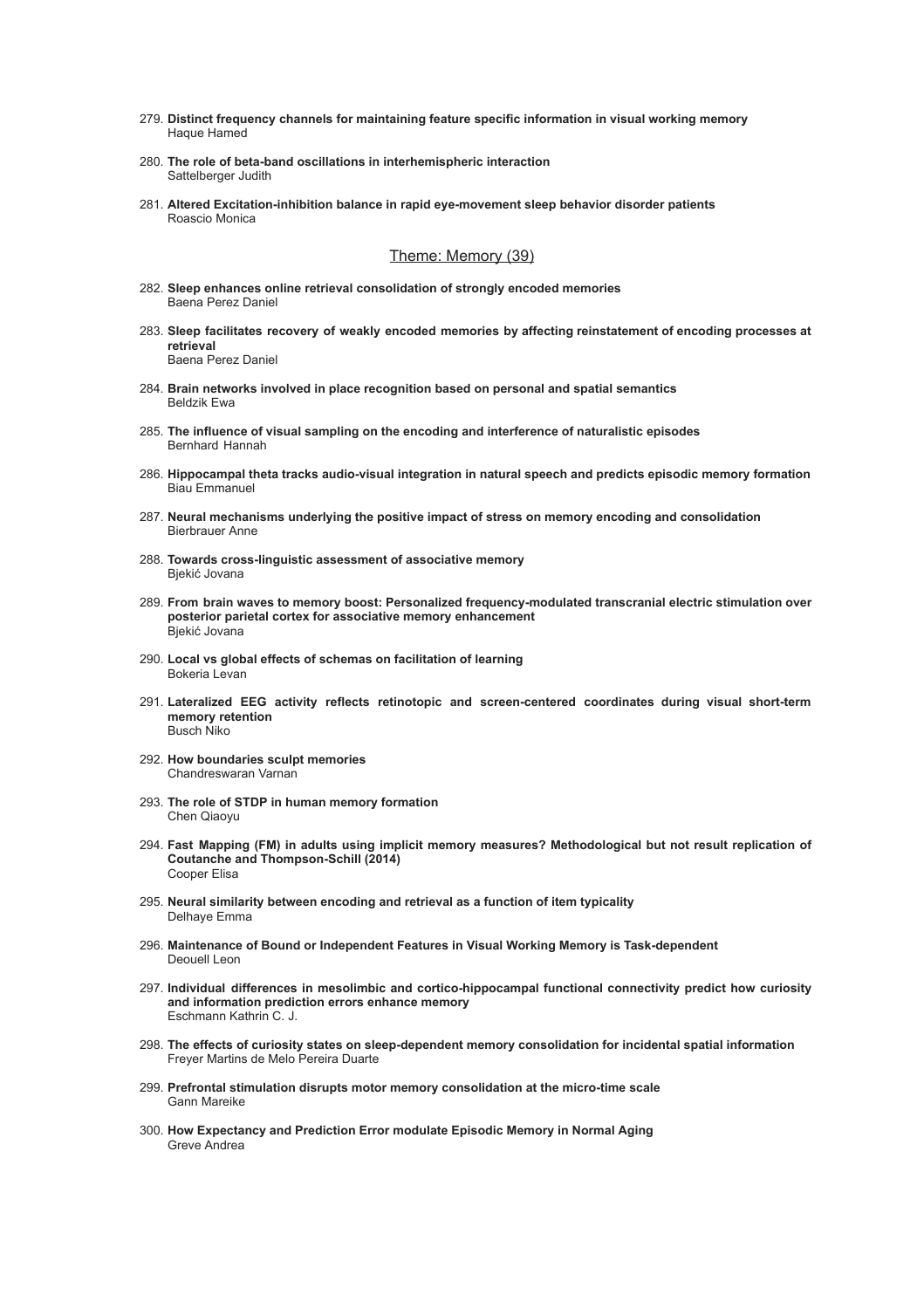279. **Distinct frequency channels for maintaining feature specific information in visual working memory**
Haque Hamed

280. **The role of beta-band oscillations in interhemispheric interaction**
Sattelberger Judith

281. **Altered Excitation-inhibition balance in rapid eye-movement sleep behavior disorder patients**
Roascio Monica

## Theme: Memory (39)

282. **Sleep enhances online retrieval consolidation of strongly encoded memories**
Baena Perez Daniel

283. **Sleep facilitates recovery of weakly encoded memories by affecting reinstatement of encoding processes at retrieval**
Baena Perez Daniel

284. **Brain networks involved in place recognition based on personal and spatial semantics**
Beldzik Ewa

285. **The influence of visual sampling on the encoding and interference of naturalistic episodes**
Bernhard Hannah

286. **Hippocampal theta tracks audio-visual integration in natural speech and predicts episodic memory formation**
Biau Emmanuel

287. **Neural mechanisms underlying the positive impact of stress on memory encoding and consolidation**
Bierbrauer Anne

288. **Towards cross-linguistic assessment of associative memory**
Bjekić Jovana

289. **From brain waves to memory boost: Personalized frequency-modulated transcranial electric stimulation over posterior parietal cortex for associative memory enhancement**
Bjekić Jovana

290. **Local vs global effects of schemas on facilitation of learning**
Bokeria Levan

291. **Lateralized EEG activity reflects retinotopic and screen-centered coordinates during visual short-term memory retention**
Busch Niko

292. **How boundaries sculpt memories**
Chandreswaran Varnan

293. **The role of STDP in human memory formation**
Chen Qiaoyu

294. **Fast Mapping (FM) in adults using implicit memory measures? Methodological but not result replication of Coutanche and Thompson-Schill (2014)**
Cooper Elisa

295. **Neural similarity between encoding and retrieval as a function of item typicality**
Delhaye Emma

296. **Maintenance of Bound or Independent Features in Visual Working Memory is Task-dependent**
Deouell Leon

297. **Individual differences in mesolimbic and cortico-hippocampal functional connectivity predict how curiosity and information prediction errors enhance memory**
Eschmann Kathrin C. J.

298. **The effects of curiosity states on sleep-dependent memory consolidation for incidental spatial information**
Freyer Martins de Melo Pereira Duarte

299. **Prefrontal stimulation disrupts motor memory consolidation at the micro-time scale**
Gann Mareike

300. **How Expectancy and Prediction Error modulate Episodic Memory in Normal Aging**
Greve Andrea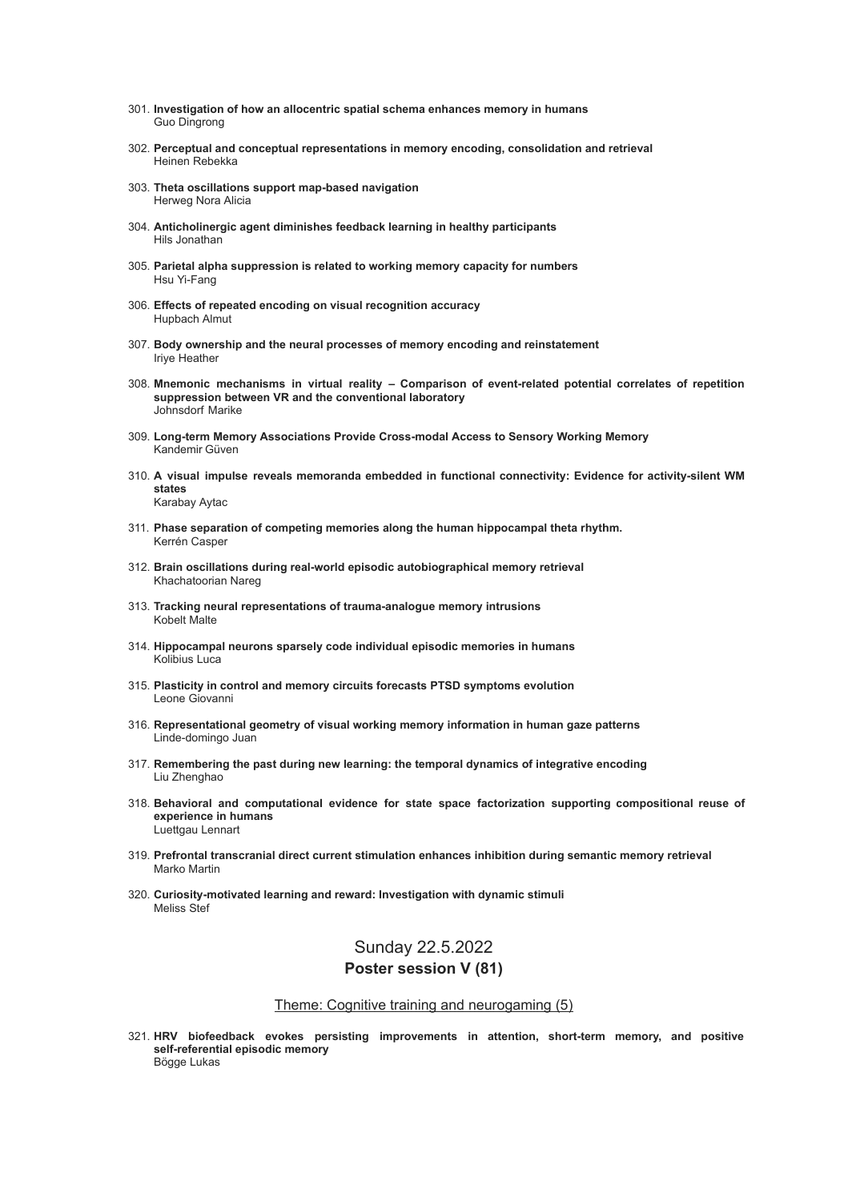301. **Investigation of how an allocentric spatial schema enhances memory in humans**
Guo Dingrong

302. **Perceptual and conceptual representations in memory encoding, consolidation and retrieval**
Heinen Rebekka

303. **Theta oscillations support map-based navigation**
Herweg Nora Alicia

304. **Anticholinergic agent diminishes feedback learning in healthy participants**
Hils Jonathan

305. **Parietal alpha suppression is related to working memory capacity for numbers**
Hsu Yi-Fang

306. **Effects of repeated encoding on visual recognition accuracy**
Hupbach Almut

307. **Body ownership and the neural processes of memory encoding and reinstatement**
Iriye Heather

308. **Mnemonic mechanisms in virtual reality – Comparison of event-related potential correlates of repetition suppression between VR and the conventional laboratory**
Johnsdorf Marike

309. **Long-term Memory Associations Provide Cross-modal Access to Sensory Working Memory**
Kandemir Güven

310. **A visual impulse reveals memoranda embedded in functional connectivity: Evidence for activity-silent WM states**
Karabay Aytac

311. **Phase separation of competing memories along the human hippocampal theta rhythm.**
Kerrén Casper

312. **Brain oscillations during real-world episodic autobiographical memory retrieval**
Khachatoorian Nareg

313. **Tracking neural representations of trauma-analogue memory intrusions**
Kobelt Malte

314. **Hippocampal neurons sparsely code individual episodic memories in humans**
Kolibius Luca

315. **Plasticity in control and memory circuits forecasts PTSD symptoms evolution**
Leone Giovanni

316. **Representational geometry of visual working memory information in human gaze patterns**
Linde-domingo Juan

317. **Remembering the past during new learning: the temporal dynamics of integrative encoding**
Liu Zhenghao

318. **Behavioral and computational evidence for state space factorization supporting compositional reuse of experience in humans**
Luettgau Lennart

319. **Prefrontal transcranial direct current stimulation enhances inhibition during semantic memory retrieval**
Marko Martin

320. **Curiosity-motivated learning and reward: Investigation with dynamic stimuli**
Meliss Stef

## Sunday 22.5.2022
## **Poster session V (81)**

### Theme: Cognitive training and neurogaming (5)

321. **HRV biofeedback evokes persisting improvements in attention, short-term memory, and positive self-referential episodic memory**
Bögge Lukas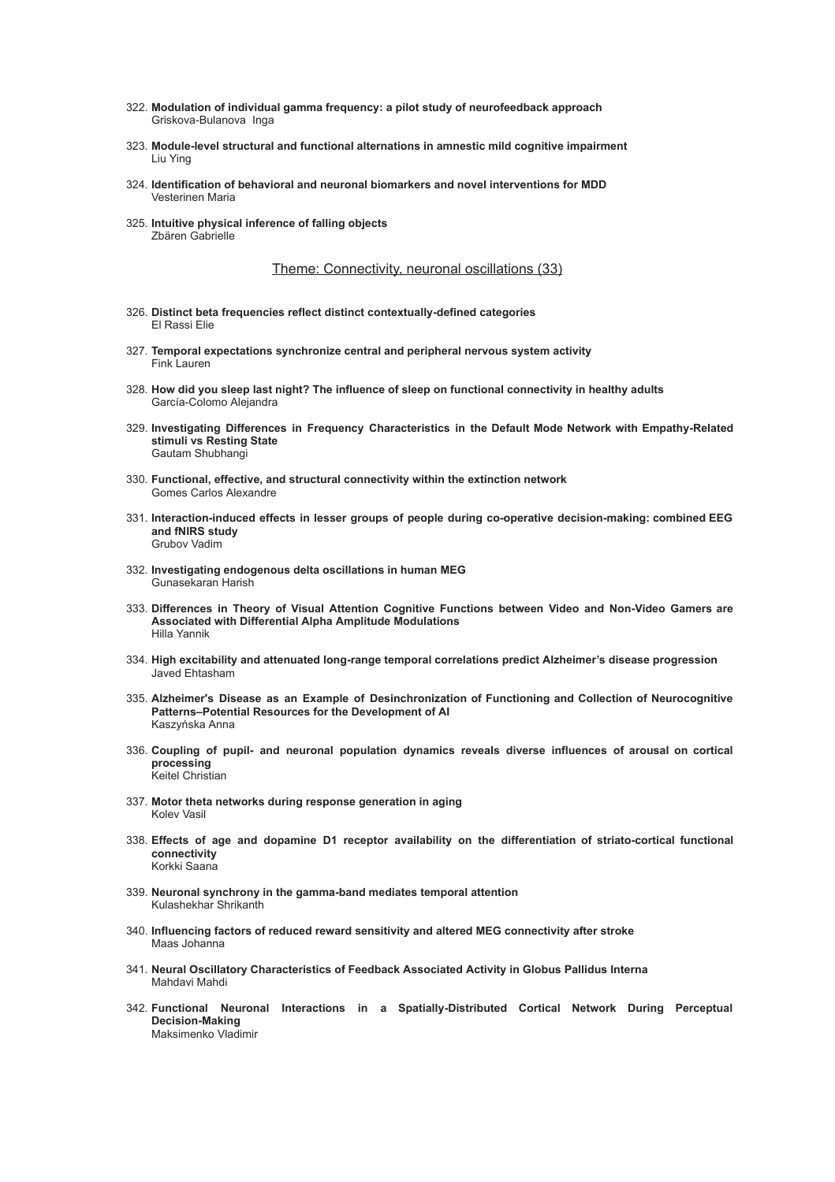322. **Modulation of individual gamma frequency: a pilot study of neurofeedback approach**
 Griskova-Bulanova Inga

323. **Module-level structural and functional alternations in amnestic mild cognitive impairment**
 Liu Ying

324. **Identification of behavioral and neuronal biomarkers and novel interventions for MDD**
 Vesterinen Maria

325. **Intuitive physical inference of falling objects**
 Zbären Gabrielle

## Theme: Connectivity, neuronal oscillations (33)

326. **Distinct beta frequencies reflect distinct contextually-defined categories**
 El Rassi Elie

327. **Temporal expectations synchronize central and peripheral nervous system activity**
 Fink Lauren

328. **How did you sleep last night? The influence of sleep on functional connectivity in healthy adults**
 García-Colomo Alejandra

329. **Investigating Differences in Frequency Characteristics in the Default Mode Network with Empathy-Related stimuli vs Resting State**
 Gautam Shubhangi

330. **Functional, effective, and structural connectivity within the extinction network**
 Gomes Carlos Alexandre

331. **Interaction-induced effects in lesser groups of people during co-operative decision-making: combined EEG and fNIRS study**
 Grubov Vadim

332. **Investigating endogenous delta oscillations in human MEG**
 Gunasekaran Harish

333. **Differences in Theory of Visual Attention Cognitive Functions between Video and Non-Video Gamers are Associated with Differential Alpha Amplitude Modulations**
 Hilla Yannik

334. **High excitability and attenuated long-range temporal correlations predict Alzheimer's disease progression**
 Javed Ehtasham

335. **Alzheimer's Disease as an Example of Desinchronization of Functioning and Collection of Neurocognitive Patterns–Potential Resources for the Development of AI**
 Kaszyńska Anna

336. **Coupling of pupil- and neuronal population dynamics reveals diverse influences of arousal on cortical processing**
 Keitel Christian

337. **Motor theta networks during response generation in aging**
 Kolev Vasil

338. **Effects of age and dopamine D1 receptor availability on the differentiation of striato-cortical functional connectivity**
 Korkki Saana

339. **Neuronal synchrony in the gamma-band mediates temporal attention**
 Kulashekhar Shrikanth

340. **Influencing factors of reduced reward sensitivity and altered MEG connectivity after stroke**
 Maas Johanna

341. **Neural Oscillatory Characteristics of Feedback Associated Activity in Globus Pallidus Interna**
 Mahdavi Mahdi

342. **Functional Neuronal Interactions in a Spatially-Distributed Cortical Network During Perceptual Decision-Making**
 Maksimenko Vladimir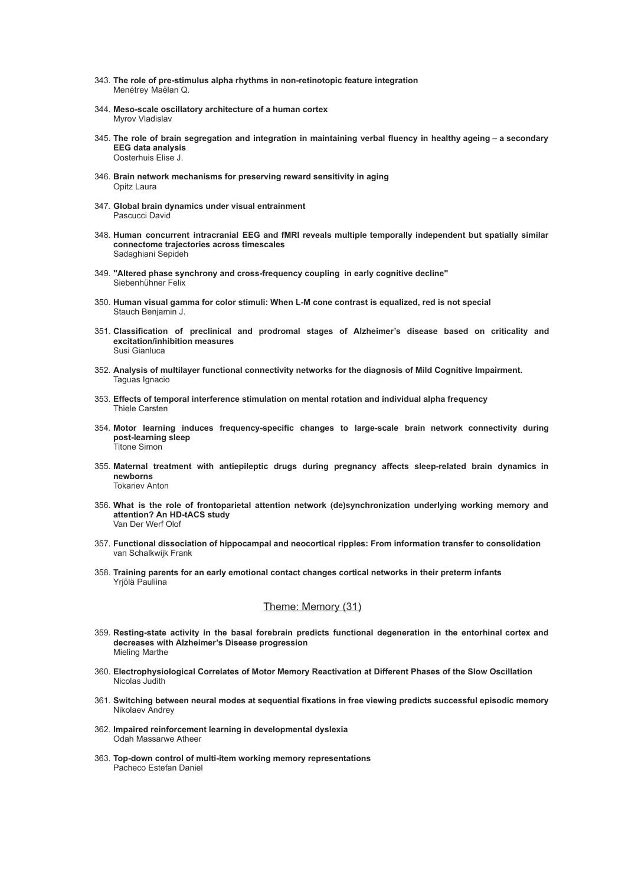343. **The role of pre-stimulus alpha rhythms in non-retinotopic feature integration**
Menétrey Maëlan Q.

344. **Meso-scale oscillatory architecture of a human cortex**
Myrov Vladislav

345. **The role of brain segregation and integration in maintaining verbal fluency in healthy ageing – a secondary EEG data analysis**
Oosterhuis Elise J.

346. **Brain network mechanisms for preserving reward sensitivity in aging**
Opitz Laura

347. **Global brain dynamics under visual entrainment**
Pascucci David

348. **Human concurrent intracranial EEG and fMRI reveals multiple temporally independent but spatially similar connectome trajectories across timescales**
Sadaghiani Sepideh

349. **"Altered phase synchrony and cross-frequency coupling in early cognitive decline"**
Siebenhühner Felix

350. **Human visual gamma for color stimuli: When L-M cone contrast is equalized, red is not special**
Stauch Benjamin J.

351. **Classification of preclinical and prodromal stages of Alzheimer's disease based on criticality and excitation/inhibition measures**
Susi Gianluca

352. **Analysis of multilayer functional connectivity networks for the diagnosis of Mild Cognitive Impairment.**
Taguas Ignacio

353. **Effects of temporal interference stimulation on mental rotation and individual alpha frequency**
Thiele Carsten

354. **Motor learning induces frequency-specific changes to large-scale brain network connectivity during post-learning sleep**
Titone Simon

355. **Maternal treatment with antiepileptic drugs during pregnancy affects sleep-related brain dynamics in newborns**
Tokariev Anton

356. **What is the role of frontoparietal attention network (de)synchronization underlying working memory and attention? An HD-tACS study**
Van Der Werf Olof

357. **Functional dissociation of hippocampal and neocortical ripples: From information transfer to consolidation**
van Schalkwijk Frank

358. **Training parents for an early emotional contact changes cortical networks in their preterm infants**
Yrjölä Pauliina

## Theme: Memory (31)

359. **Resting-state activity in the basal forebrain predicts functional degeneration in the entorhinal cortex and decreases with Alzheimer's Disease progression**
Mieling Marthe

360. **Electrophysiological Correlates of Motor Memory Reactivation at Different Phases of the Slow Oscillation**
Nicolas Judith

361. **Switching between neural modes at sequential fixations in free viewing predicts successful episodic memory**
Nikolaev Andrey

362. **Impaired reinforcement learning in developmental dyslexia**
Odah Massarwe Atheer

363. **Top-down control of multi-item working memory representations**
Pacheco Estefan Daniel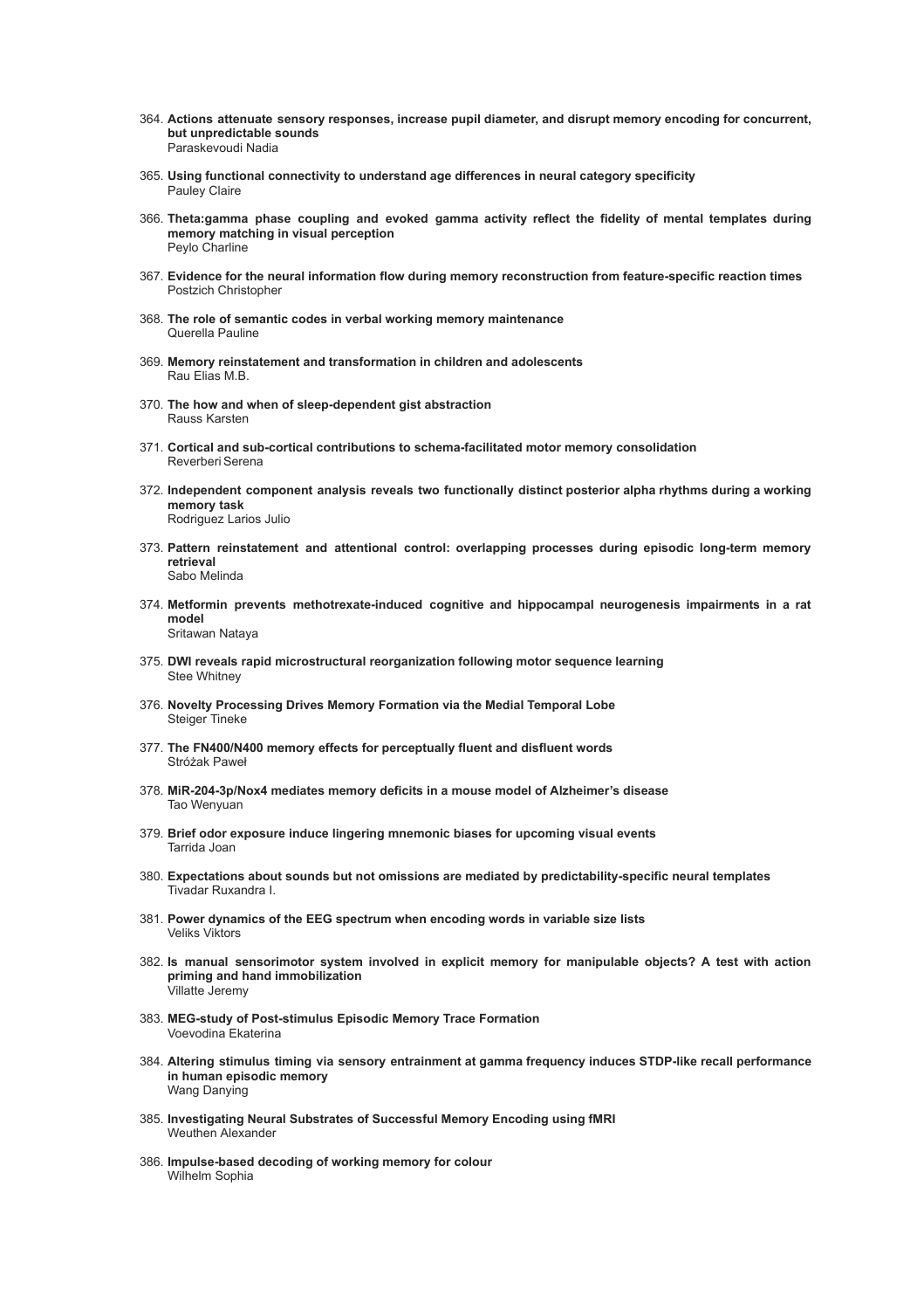364. **Actions attenuate sensory responses, increase pupil diameter, and disrupt memory encoding for concurrent, but unpredictable sounds**
Paraskevoudi Nadia

365. **Using functional connectivity to understand age differences in neural category specificity**
Pauley Claire

366. **Theta:gamma phase coupling and evoked gamma activity reflect the fidelity of mental templates during memory matching in visual perception**
Peylo Charline

367. **Evidence for the neural information flow during memory reconstruction from feature-specific reaction times**
Postzich Christopher

368. **The role of semantic codes in verbal working memory maintenance**
Querella Pauline

369. **Memory reinstatement and transformation in children and adolescents**
Rau Elias M.B.

370. **The how and when of sleep-dependent gist abstraction**
Rauss Karsten

371. **Cortical and sub-cortical contributions to schema-facilitated motor memory consolidation**
Reverberi Serena

372. **Independent component analysis reveals two functionally distinct posterior alpha rhythms during a working memory task**
Rodriguez Larios Julio

373. **Pattern reinstatement and attentional control: overlapping processes during episodic long-term memory retrieval**
Sabo Melinda

374. **Metformin prevents methotrexate-induced cognitive and hippocampal neurogenesis impairments in a rat model**
Sritawan Nataya

375. **DWI reveals rapid microstructural reorganization following motor sequence learning**
Stee Whitney

376. **Novelty Processing Drives Memory Formation via the Medial Temporal Lobe**
Steiger Tineke

377. **The FN400/N400 memory effects for perceptually fluent and disfluent words**
Stróżak Paweł

378. **MiR-204-3p/Nox4 mediates memory deficits in a mouse model of Alzheimer's disease**
Tao Wenyuan

379. **Brief odor exposure induce lingering mnemonic biases for upcoming visual events**
Tarrida Joan

380. **Expectations about sounds but not omissions are mediated by predictability-specific neural templates**
Tivadar Ruxandra I.

381. **Power dynamics of the EEG spectrum when encoding words in variable size lists**
Veliks Viktors

382. **Is manual sensorimotor system involved in explicit memory for manipulable objects? A test with action priming and hand immobilization**
Villatte Jeremy

383. **MEG-study of Post-stimulus Episodic Memory Trace Formation**
Voevodina Ekaterina

384. **Altering stimulus timing via sensory entrainment at gamma frequency induces STDP-like recall performance in human episodic memory**
Wang Danying

385. **Investigating Neural Substrates of Successful Memory Encoding using fMRI**
Weuthen Alexander

386. **Impulse-based decoding of working memory for colour**
Wilhelm Sophia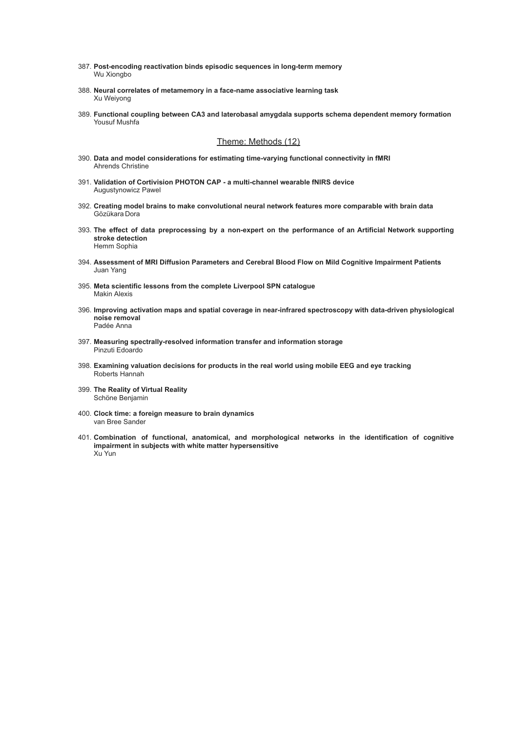387. **Post-encoding reactivation binds episodic sequences in long-term memory**
Wu Xiongbo

388. **Neural correlates of metamemory in a face-name associative learning task**
Xu Weiyong

389. **Functional coupling between CA3 and laterobasal amygdala supports schema dependent memory formation**
Yousuf Mushfa

## Theme: Methods (12)

390. **Data and model considerations for estimating time-varying functional connectivity in fMRI**
Ahrends Christine

391. **Validation of Cortivision PHOTON CAP - a multi-channel wearable fNIRS device**
Augustynowicz Pawel

392. **Creating model brains to make convolutional neural network features more comparable with brain data**
Gözükara Dora

393. **The effect of data preprocessing by a non-expert on the performance of an Artificial Network supporting stroke detection**
Hemm Sophia

394. **Assessment of MRI Diffusion Parameters and Cerebral Blood Flow on Mild Cognitive Impairment Patients**
Juan Yang

395. **Meta scientific lessons from the complete Liverpool SPN catalogue**
Makin Alexis

396. **Improving activation maps and spatial coverage in near-infrared spectroscopy with data-driven physiological noise removal**
Padée Anna

397. **Measuring spectrally-resolved information transfer and information storage**
Pinzuti Edoardo

398. **Examining valuation decisions for products in the real world using mobile EEG and eye tracking**
Roberts Hannah

399. **The Reality of Virtual Reality**
Schöne Benjamin

400. **Clock time: a foreign measure to brain dynamics**
van Bree Sander

401. **Combination of functional, anatomical, and morphological networks in the identification of cognitive impairment in subjects with white matter hypersensitive**
Xu Yun